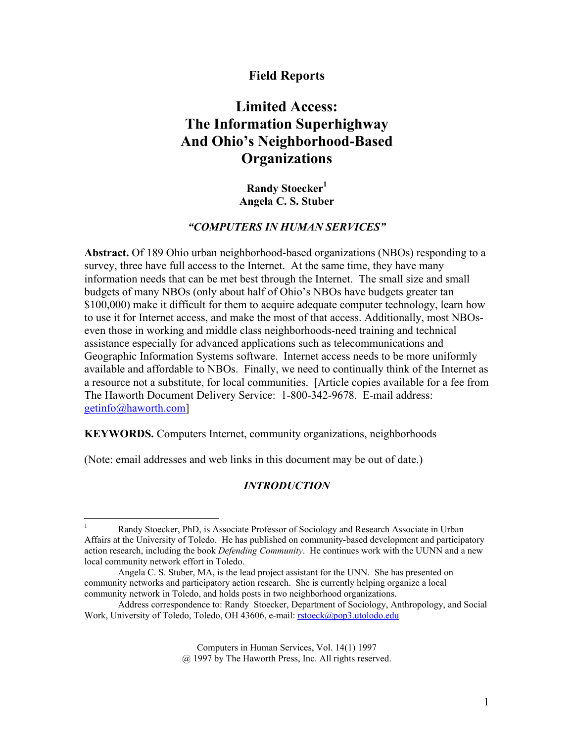**Field Reports**

# Limited Access: The Information Superhighway And Ohio's Neighborhood-Based Organizations

**Randy Stoecker[1]**
**Angela C. S. Stuber**

***"COMPUTERS IN HUMAN SERVICES"***

**Abstract.** Of 189 Ohio urban neighborhood-based organizations (NBOs) responding to a survey, three have full access to the Internet. At the same time, they have many information needs that can be met best through the Internet. The small size and small budgets of many NBOs (only about half of Ohio's NBOs have budgets greater tan $100,000) make it difficult for them to acquire adequate computer technology, learn how to use it for Internet access, and make the most of that access. Additionally, most NBOs-even those in working and middle class neighborhoods-need training and technical assistance especially for advanced applications such as telecommunications and Geographic Information Systems software. Internet access needs to be more uniformly available and affordable to NBOs. Finally, we need to continually think of the Internet as a resource not a substitute, for local communities. [Article copies available for a fee from The Haworth Document Delivery Service: 1-800-342-9678. E-mail address: getinfo@haworth.com]

**KEYWORDS.** Computers Internet, community organizations, neighborhoods

(Note: email addresses and web links in this document may be out of date.)

## *INTRODUCTION*

---

[1] Randy Stoecker, PhD, is Associate Professor of Sociology and Research Associate in Urban Affairs at the University of Toledo. He has published on community-based development and participatory action research, including the book *Defending Community*. He continues work with the UUNN and a new local community network effort in Toledo.

Angela C. S. Stuber, MA, is the lead project assistant for the UNN. She has presented on community networks and participatory action research. She is currently helping organize a local community network in Toledo, and holds posts in two neighborhood organizations.

Address correspondence to: Randy Stoecker, Department of Sociology, Anthropology, and Social Work, University of Toledo, Toledo, OH 43606, e-mail: rstoeck@pop3.utolodo.edu

Computers in Human Services, Vol. 14(1) 1997
@ 1997 by The Haworth Press, Inc. All rights reserved.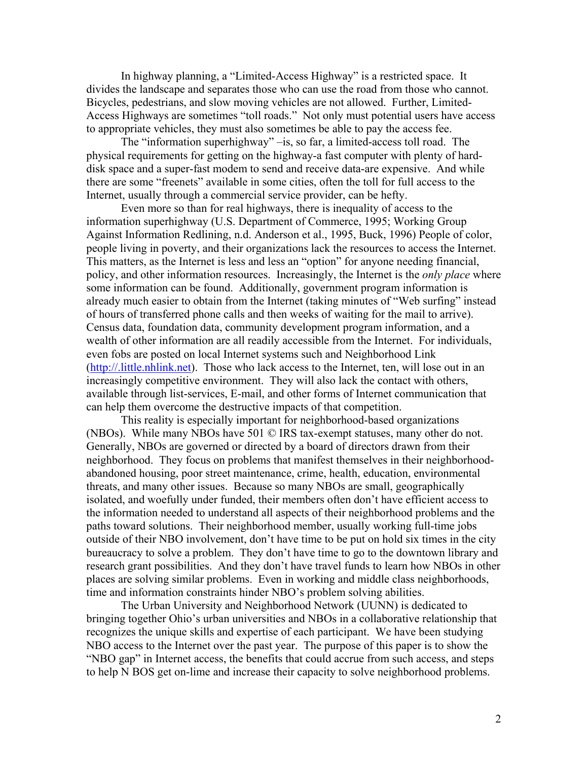In highway planning, a "Limited-Access Highway" is a restricted space. It divides the landscape and separates those who can use the road from those who cannot. Bicycles, pedestrians, and slow moving vehicles are not allowed. Further, Limited-Access Highways are sometimes "toll roads." Not only must potential users have access to appropriate vehicles, they must also sometimes be able to pay the access fee.

The "information superhighway" –is, so far, a limited-access toll road. The physical requirements for getting on the highway-a fast computer with plenty of hard-disk space and a super-fast modem to send and receive data-are expensive. And while there are some "freenets" available in some cities, often the toll for full access to the Internet, usually through a commercial service provider, can be hefty.

Even more so than for real highways, there is inequality of access to the information superhighway (U.S. Department of Commerce, 1995; Working Group Against Information Redlining, n.d. Anderson et al., 1995, Buck, 1996) People of color, people living in poverty, and their organizations lack the resources to access the Internet. This matters, as the Internet is less and less an "option" for anyone needing financial, policy, and other information resources. Increasingly, the Internet is the *only place* where some information can be found. Additionally, government program information is already much easier to obtain from the Internet (taking minutes of "Web surfing" instead of hours of transferred phone calls and then weeks of waiting for the mail to arrive). Census data, foundation data, community development program information, and a wealth of other information are all readily accessible from the Internet. For individuals, even fobs are posted on local Internet systems such and Neighborhood Link (http://.little.nhlink.net). Those who lack access to the Internet, ten, will lose out in an increasingly competitive environment. They will also lack the contact with others, available through list-services, E-mail, and other forms of Internet communication that can help them overcome the destructive impacts of that competition.

This reality is especially important for neighborhood-based organizations (NBOs). While many NBOs have 501 © IRS tax-exempt statuses, many other do not. Generally, NBOs are governed or directed by a board of directors drawn from their neighborhood. They focus on problems that manifest themselves in their neighborhood-abandoned housing, poor street maintenance, crime, health, education, environmental threats, and many other issues. Because so many NBOs are small, geographically isolated, and woefully under funded, their members often don't have efficient access to the information needed to understand all aspects of their neighborhood problems and the paths toward solutions. Their neighborhood member, usually working full-time jobs outside of their NBO involvement, don't have time to be put on hold six times in the city bureaucracy to solve a problem. They don't have time to go to the downtown library and research grant possibilities. And they don't have travel funds to learn how NBOs in other places are solving similar problems. Even in working and middle class neighborhoods, time and information constraints hinder NBO's problem solving abilities.

The Urban University and Neighborhood Network (UUNN) is dedicated to bringing together Ohio's urban universities and NBOs in a collaborative relationship that recognizes the unique skills and expertise of each participant. We have been studying NBO access to the Internet over the past year. The purpose of this paper is to show the "NBO gap" in Internet access, the benefits that could accrue from such access, and steps to help N BOS get on-lime and increase their capacity to solve neighborhood problems.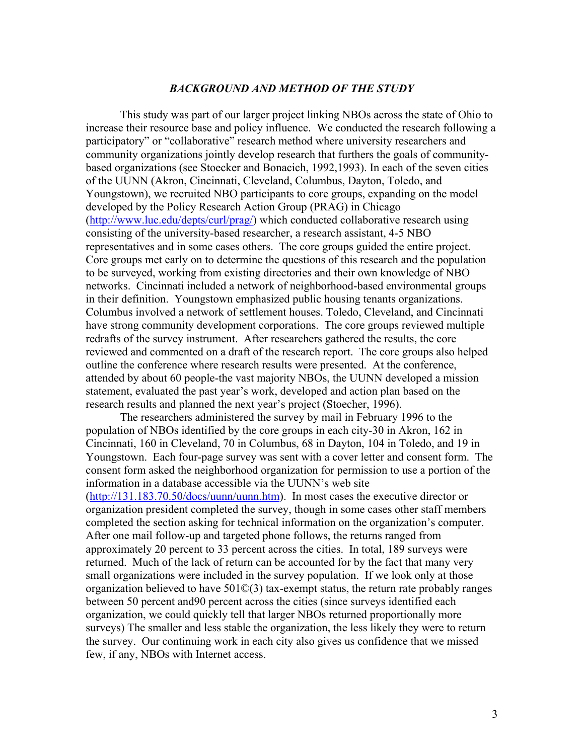### *BACKGROUND AND METHOD OF THE STUDY*

This study was part of our larger project linking NBOs across the state of Ohio to increase their resource base and policy influence. We conducted the research following a participatory" or "collaborative" research method where university researchers and community organizations jointly develop research that furthers the goals of community-based organizations (see Stoecker and Bonacich, 1992,1993). In each of the seven cities of the UUNN (Akron, Cincinnati, Cleveland, Columbus, Dayton, Toledo, and Youngstown), we recruited NBO participants to core groups, expanding on the model developed by the Policy Research Action Group (PRAG) in Chicago (http://www.luc.edu/depts/curl/prag/) which conducted collaborative research using consisting of the university-based researcher, a research assistant, 4-5 NBO representatives and in some cases others. The core groups guided the entire project. Core groups met early on to determine the questions of this research and the population to be surveyed, working from existing directories and their own knowledge of NBO networks. Cincinnati included a network of neighborhood-based environmental groups in their definition. Youngstown emphasized public housing tenants organizations. Columbus involved a network of settlement houses. Toledo, Cleveland, and Cincinnati have strong community development corporations. The core groups reviewed multiple redrafts of the survey instrument. After researchers gathered the results, the core reviewed and commented on a draft of the research report. The core groups also helped outline the conference where research results were presented. At the conference, attended by about 60 people-the vast majority NBOs, the UUNN developed a mission statement, evaluated the past year's work, developed and action plan based on the research results and planned the next year's project (Stoecher, 1996).

The researchers administered the survey by mail in February 1996 to the population of NBOs identified by the core groups in each city-30 in Akron, 162 in Cincinnati, 160 in Cleveland, 70 in Columbus, 68 in Dayton, 104 in Toledo, and 19 in Youngstown. Each four-page survey was sent with a cover letter and consent form. The consent form asked the neighborhood organization for permission to use a portion of the information in a database accessible via the UUNN's web site (http://131.183.70.50/docs/uunn/uunn.htm). In most cases the executive director or organization president completed the survey, though in some cases other staff members completed the section asking for technical information on the organization's computer. After one mail follow-up and targeted phone follows, the returns ranged from approximately 20 percent to 33 percent across the cities. In total, 189 surveys were returned. Much of the lack of return can be accounted for by the fact that many very small organizations were included in the survey population. If we look only at those organization believed to have 501©(3) tax-exempt status, the return rate probably ranges between 50 percent and90 percent across the cities (since surveys identified each organization, we could quickly tell that larger NBOs returned proportionally more surveys) The smaller and less stable the organization, the less likely they were to return the survey. Our continuing work in each city also gives us confidence that we missed few, if any, NBOs with Internet access.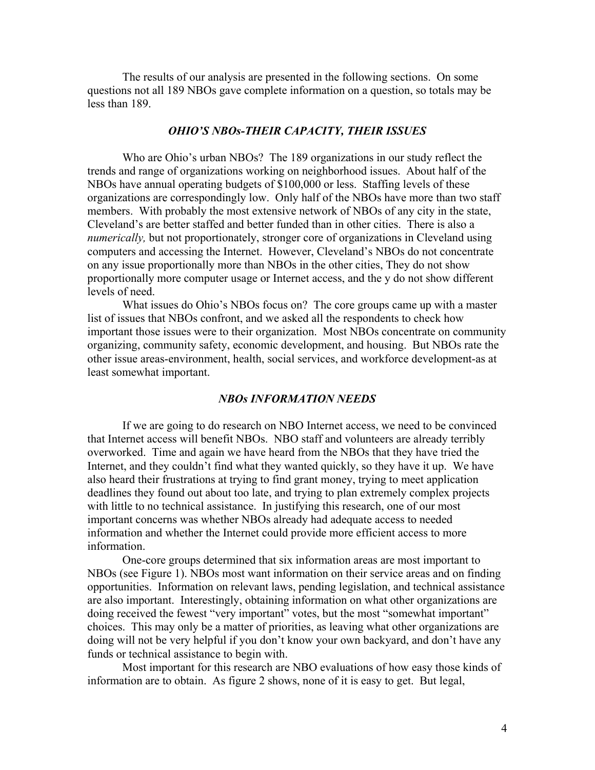The results of our analysis are presented in the following sections. On some questions not all 189 NBOs gave complete information on a question, so totals may be less than 189.

### *OHIO'S NBOs-THEIR CAPACITY, THEIR ISSUES*

Who are Ohio's urban NBOs? The 189 organizations in our study reflect the trends and range of organizations working on neighborhood issues. About half of the NBOs have annual operating budgets of $100,000 or less. Staffing levels of these organizations are correspondingly low. Only half of the NBOs have more than two staff members. With probably the most extensive network of NBOs of any city in the state, Cleveland's are better staffed and better funded than in other cities. There is also a *numerically,* but not proportionately, stronger core of organizations in Cleveland using computers and accessing the Internet. However, Cleveland's NBOs do not concentrate on any issue proportionally more than NBOs in the other cities, They do not show proportionally more computer usage or Internet access, and the y do not show different levels of need.

What issues do Ohio's NBOs focus on? The core groups came up with a master list of issues that NBOs confront, and we asked all the respondents to check how important those issues were to their organization. Most NBOs concentrate on community organizing, community safety, economic development, and housing. But NBOs rate the other issue areas-environment, health, social services, and workforce development-as at least somewhat important.

### *NBOs INFORMATION NEEDS*

If we are going to do research on NBO Internet access, we need to be convinced that Internet access will benefit NBOs. NBO staff and volunteers are already terribly overworked. Time and again we have heard from the NBOs that they have tried the Internet, and they couldn't find what they wanted quickly, so they have it up. We have also heard their frustrations at trying to find grant money, trying to meet application deadlines they found out about too late, and trying to plan extremely complex projects with little to no technical assistance. In justifying this research, one of our most important concerns was whether NBOs already had adequate access to needed information and whether the Internet could provide more efficient access to more information.

One-core groups determined that six information areas are most important to NBOs (see Figure 1). NBOs most want information on their service areas and on finding opportunities. Information on relevant laws, pending legislation, and technical assistance are also important. Interestingly, obtaining information on what other organizations are doing received the fewest "very important" votes, but the most "somewhat important" choices. This may only be a matter of priorities, as leaving what other organizations are doing will not be very helpful if you don't know your own backyard, and don't have any funds or technical assistance to begin with.

Most important for this research are NBO evaluations of how easy those kinds of information are to obtain. As figure 2 shows, none of it is easy to get. But legal,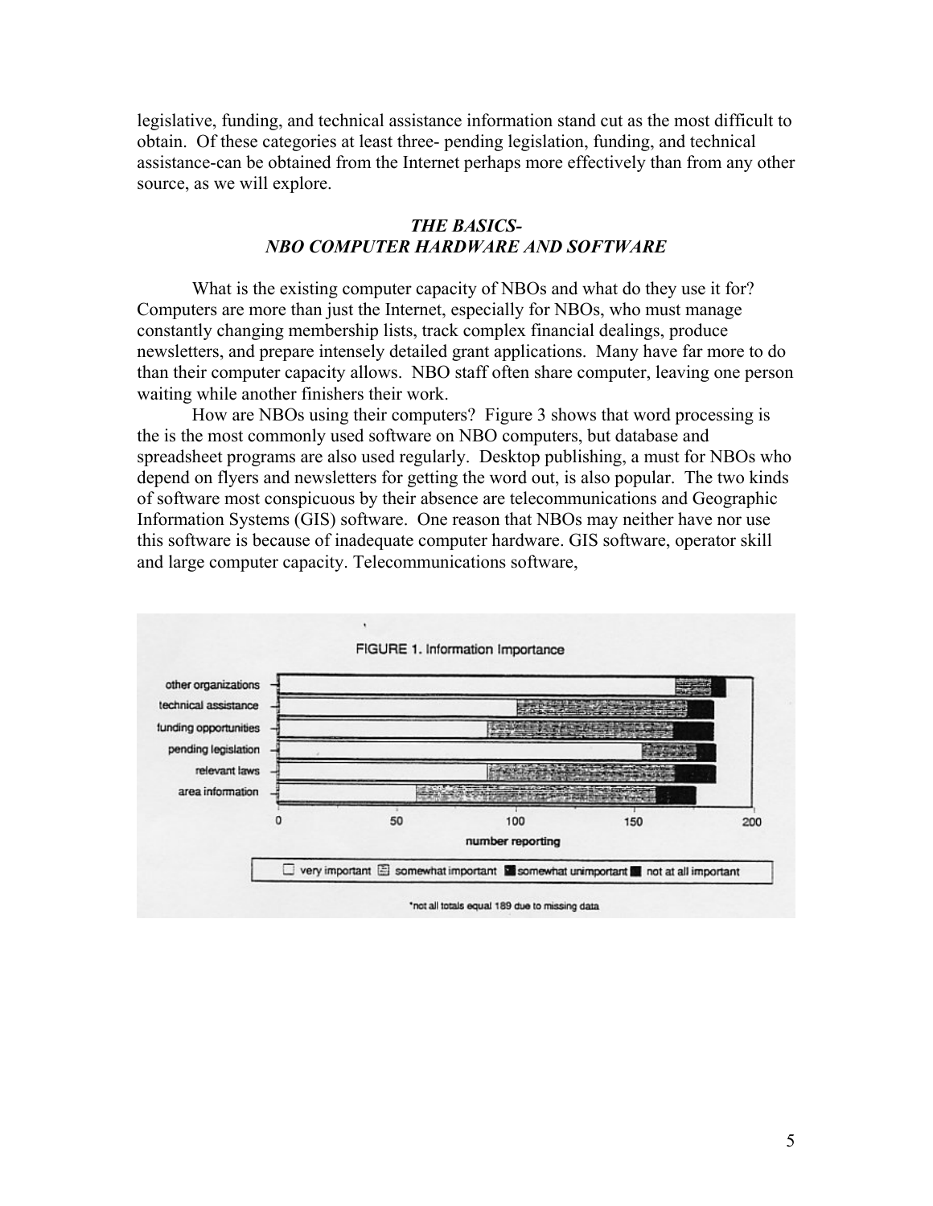legislative, funding, and technical assistance information stand cut as the most difficult to obtain. Of these categories at least three- pending legislation, funding, and technical assistance-can be obtained from the Internet perhaps more effectively than from any other source, as we will explore.

### *THE BASICS-*
### *NBO COMPUTER HARDWARE AND SOFTWARE*

What is the existing computer capacity of NBOs and what do they use it for? Computers are more than just the Internet, especially for NBOs, who must manage constantly changing membership lists, track complex financial dealings, produce newsletters, and prepare intensely detailed grant applications. Many have far more to do than their computer capacity allows. NBO staff often share computer, leaving one person waiting while another finishers their work.

How are NBOs using their computers? Figure 3 shows that word processing is the is the most commonly used software on NBO computers, but database and spreadsheet programs are also used regularly. Desktop publishing, a must for NBOs who depend on flyers and newsletters for getting the word out, is also popular. The two kinds of software most conspicuous by their absence are telecommunications and Geographic Information Systems (GIS) software. One reason that NBOs may neither have nor use this software is because of inadequate computer hardware. GIS software, operator skill and large computer capacity. Telecommunications software,

FIGURE 1. Information Importance

*not all totals equal 189 due to missing data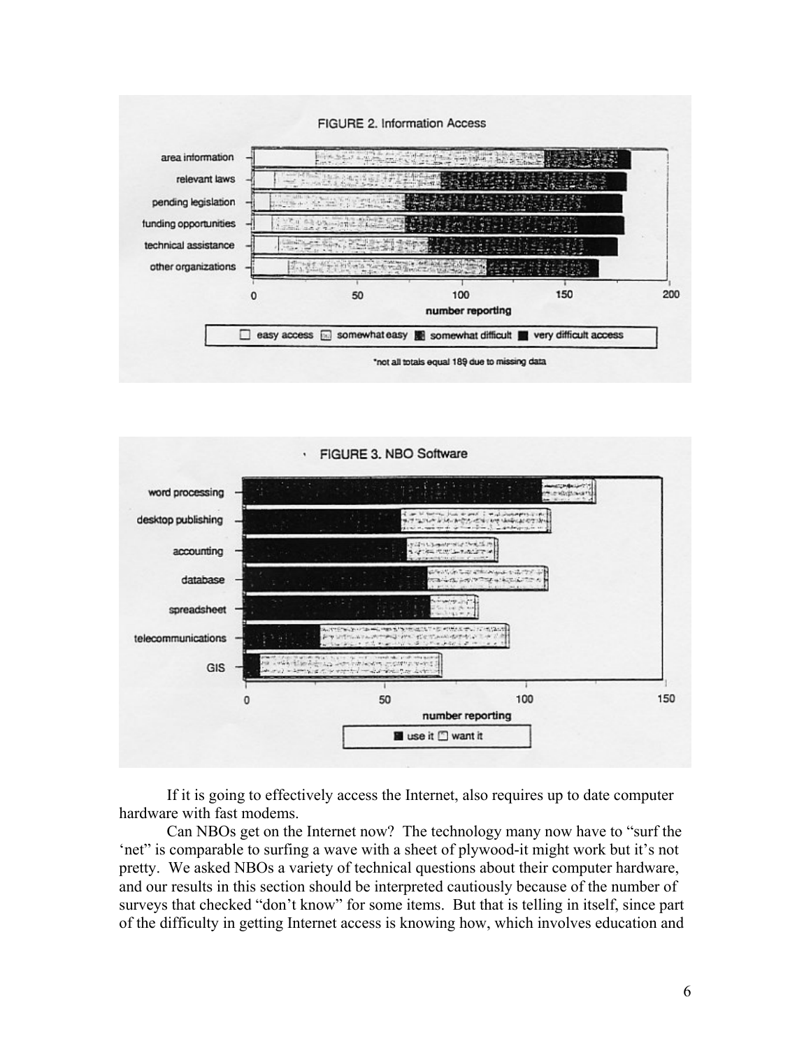FIGURE 2. Information Access

area information, relevant laws, pending legislation, funding opportunities, technical assistance, other organizations

number reporting

easy access, somewhat easy, somewhat difficult, very difficult access

*not all totals equal 189 due to missing data

FIGURE 3. NBO Software

word processing, desktop publishing, accounting, database, spreadsheet, telecommunications, GIS

number reporting

use it, want it

If it is going to effectively access the Internet, also requires up to date computer hardware with fast modems.

Can NBOs get on the Internet now? The technology many now have to "surf the 'net" is comparable to surfing a wave with a sheet of plywood-it might work but it's not pretty. We asked NBOs a variety of technical questions about their computer hardware, and our results in this section should be interpreted cautiously because of the number of surveys that checked "don't know" for some items. But that is telling in itself, since part of the difficulty in getting Internet access is knowing how, which involves education and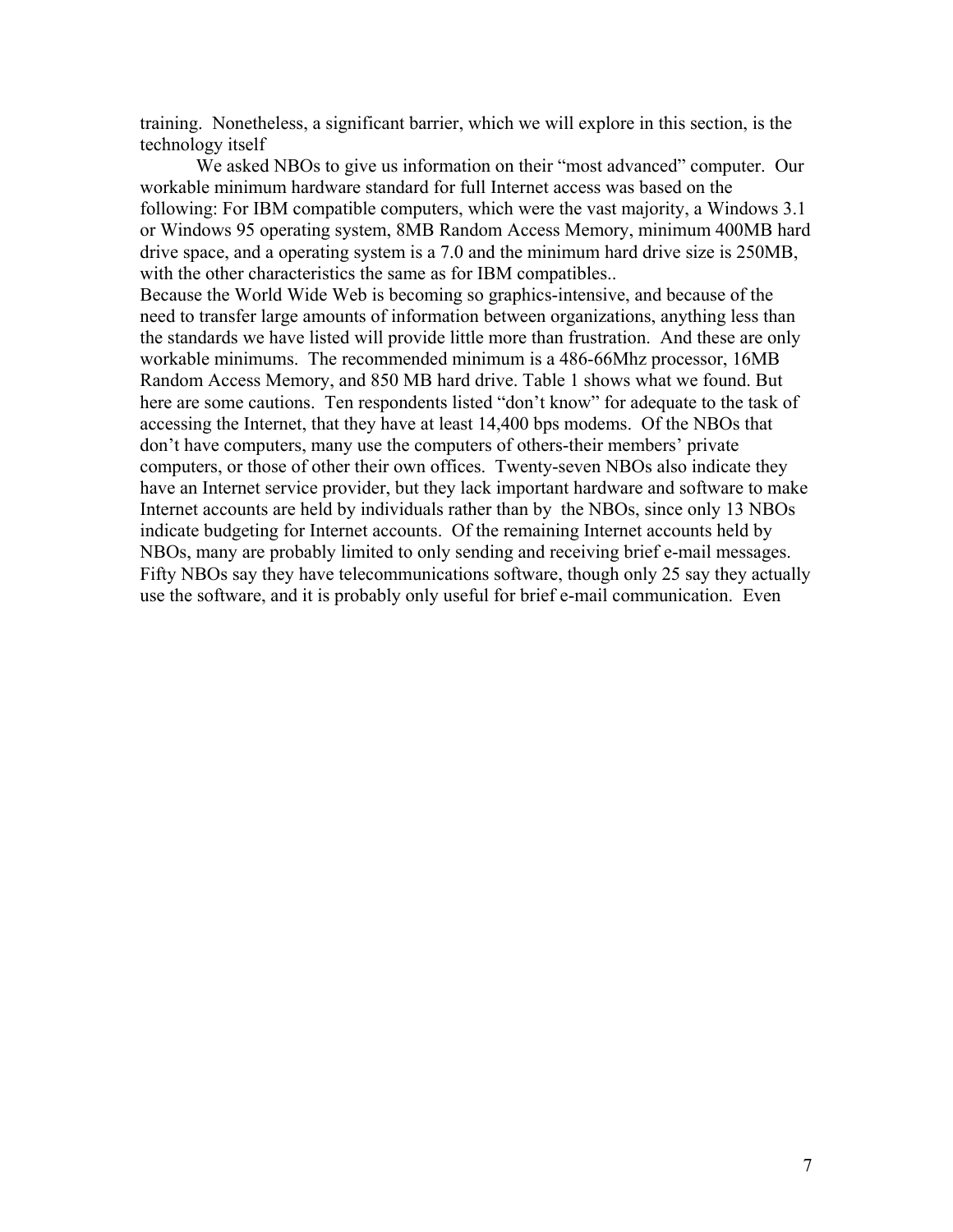training. Nonetheless, a significant barrier, which we will explore in this section, is the technology itself

We asked NBOs to give us information on their "most advanced" computer. Our workable minimum hardware standard for full Internet access was based on the following: For IBM compatible computers, which were the vast majority, a Windows 3.1 or Windows 95 operating system, 8MB Random Access Memory, minimum 400MB hard drive space, and a operating system is a 7.0 and the minimum hard drive size is 250MB, with the other characteristics the same as for IBM compatibles..

Because the World Wide Web is becoming so graphics-intensive, and because of the need to transfer large amounts of information between organizations, anything less than the standards we have listed will provide little more than frustration. And these are only workable minimums. The recommended minimum is a 486-66Mhz processor, 16MB Random Access Memory, and 850 MB hard drive. Table 1 shows what we found. But here are some cautions. Ten respondents listed "don't know" for adequate to the task of accessing the Internet, that they have at least 14,400 bps modems. Of the NBOs that don't have computers, many use the computers of others-their members' private computers, or those of other their own offices. Twenty-seven NBOs also indicate they have an Internet service provider, but they lack important hardware and software to make Internet accounts are held by individuals rather than by the NBOs, since only 13 NBOs indicate budgeting for Internet accounts. Of the remaining Internet accounts held by NBOs, many are probably limited to only sending and receiving brief e-mail messages. Fifty NBOs say they have telecommunications software, though only 25 say they actually use the software, and it is probably only useful for brief e-mail communication. Even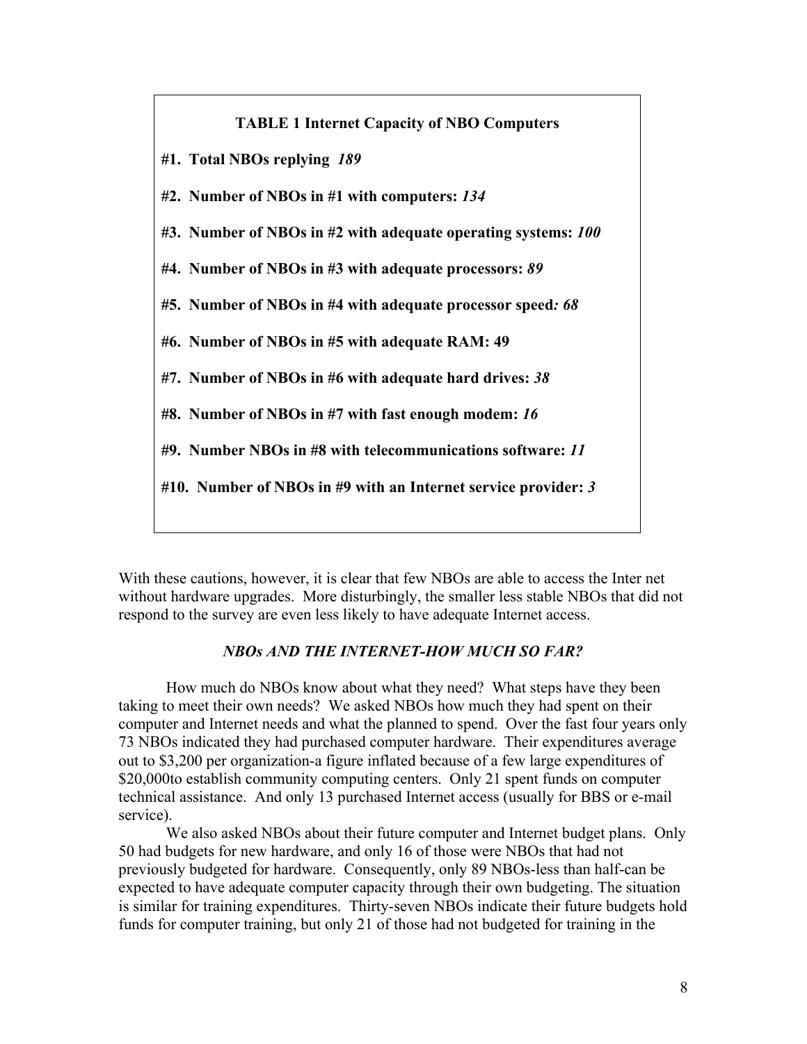**TABLE 1 Internet Capacity of NBO Computers**

**#1. Total NBOs replying** ***189***

**#2. Number of NBOs in #1 with computers:** ***134***

**#3. Number of NBOs in #2 with adequate operating systems:** ***100***

**#4. Number of NBOs in #3 with adequate processors:** ***89***

**#5. Number of NBOs in #4 with adequate processor speed*****: 68***

**#6. Number of NBOs in #5 with adequate RAM: 49**

**#7. Number of NBOs in #6 with adequate hard drives:** ***38***

**#8. Number of NBOs in #7 with fast enough modem:** ***16***

**#9. Number NBOs in #8 with telecommunications software:** ***11***

**#10. Number of NBOs in #9 with an Internet service provider:** ***3***

With these cautions, however, it is clear that few NBOs are able to access the Inter net without hardware upgrades. More disturbingly, the smaller less stable NBOs that did not respond to the survey are even less likely to have adequate Internet access.

### *NBOs AND THE INTERNET-HOW MUCH SO FAR?*

How much do NBOs know about what they need? What steps have they been taking to meet their own needs? We asked NBOs how much they had spent on their computer and Internet needs and what the planned to spend. Over the fast four years only 73 NBOs indicated they had purchased computer hardware. Their expenditures average out to $3,200 per organization-a figure inflated because of a few large expenditures of $20,000to establish community computing centers. Only 21 spent funds on computer technical assistance. And only 13 purchased Internet access (usually for BBS or e-mail service).

We also asked NBOs about their future computer and Internet budget plans. Only 50 had budgets for new hardware, and only 16 of those were NBOs that had not previously budgeted for hardware. Consequently, only 89 NBOs-less than half-can be expected to have adequate computer capacity through their own budgeting. The situation is similar for training expenditures. Thirty-seven NBOs indicate their future budgets hold funds for computer training, but only 21 of those had not budgeted for training in the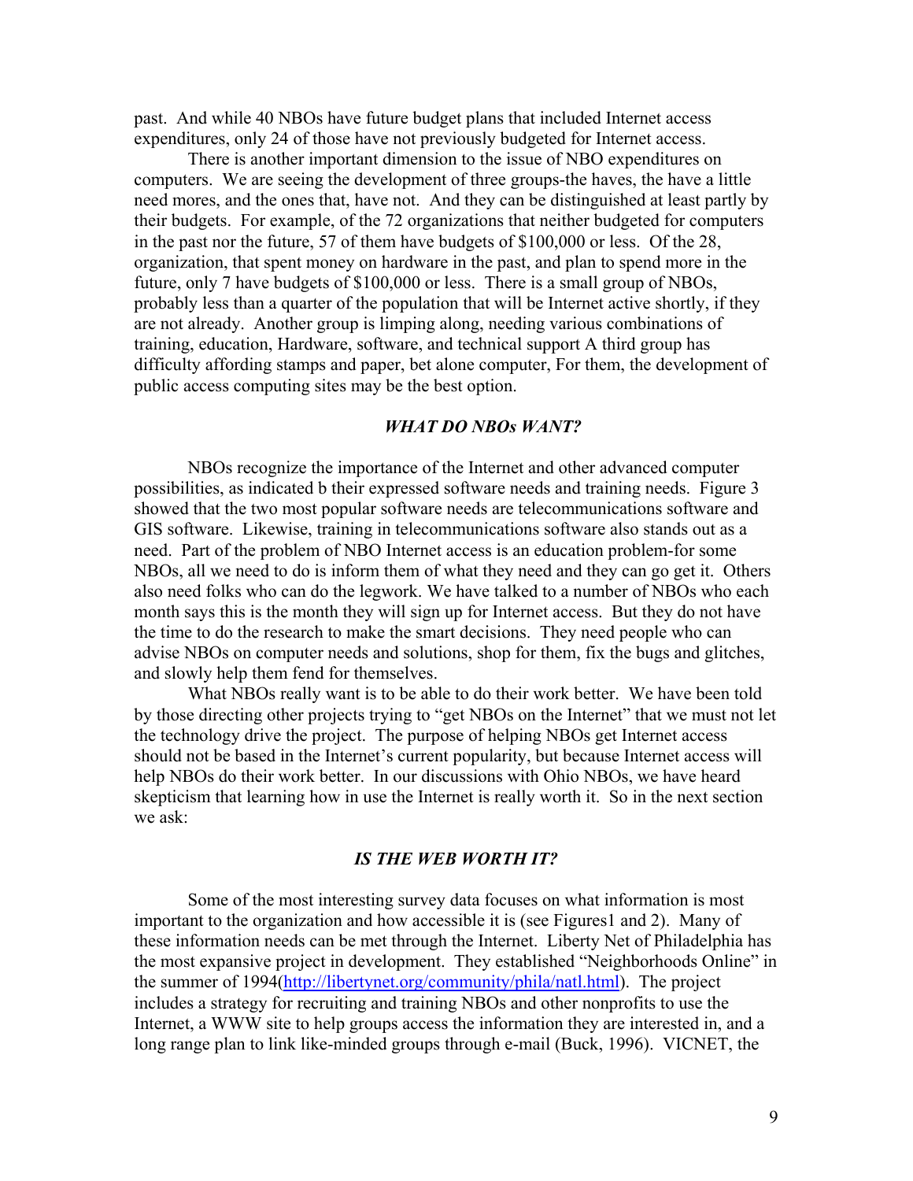past. And while 40 NBOs have future budget plans that included Internet access expenditures, only 24 of those have not previously budgeted for Internet access.

There is another important dimension to the issue of NBO expenditures on computers. We are seeing the development of three groups-the haves, the have a little need mores, and the ones that, have not. And they can be distinguished at least partly by their budgets. For example, of the 72 organizations that neither budgeted for computers in the past nor the future, 57 of them have budgets of $100,000 or less. Of the 28, organization, that spent money on hardware in the past, and plan to spend more in the future, only 7 have budgets of $100,000 or less. There is a small group of NBOs, probably less than a quarter of the population that will be Internet active shortly, if they are not already. Another group is limping along, needing various combinations of training, education, Hardware, software, and technical support A third group has difficulty affording stamps and paper, bet alone computer, For them, the development of public access computing sites may be the best option.

### *WHAT DO NBOs WANT?*

NBOs recognize the importance of the Internet and other advanced computer possibilities, as indicated b their expressed software needs and training needs. Figure 3 showed that the two most popular software needs are telecommunications software and GIS software. Likewise, training in telecommunications software also stands out as a need. Part of the problem of NBO Internet access is an education problem-for some NBOs, all we need to do is inform them of what they need and they can go get it. Others also need folks who can do the legwork. We have talked to a number of NBOs who each month says this is the month they will sign up for Internet access. But they do not have the time to do the research to make the smart decisions. They need people who can advise NBOs on computer needs and solutions, shop for them, fix the bugs and glitches, and slowly help them fend for themselves.

What NBOs really want is to be able to do their work better. We have been told by those directing other projects trying to "get NBOs on the Internet" that we must not let the technology drive the project. The purpose of helping NBOs get Internet access should not be based in the Internet's current popularity, but because Internet access will help NBOs do their work better. In our discussions with Ohio NBOs, we have heard skepticism that learning how in use the Internet is really worth it. So in the next section we ask:

### *IS THE WEB WORTH IT?*

Some of the most interesting survey data focuses on what information is most important to the organization and how accessible it is (see Figures1 and 2). Many of these information needs can be met through the Internet. Liberty Net of Philadelphia has the most expansive project in development. They established "Neighborhoods Online" in the summer of 1994(http://libertynet.org/community/phila/natl.html). The project includes a strategy for recruiting and training NBOs and other nonprofits to use the Internet, a WWW site to help groups access the information they are interested in, and a long range plan to link like-minded groups through e-mail (Buck, 1996). VICNET, the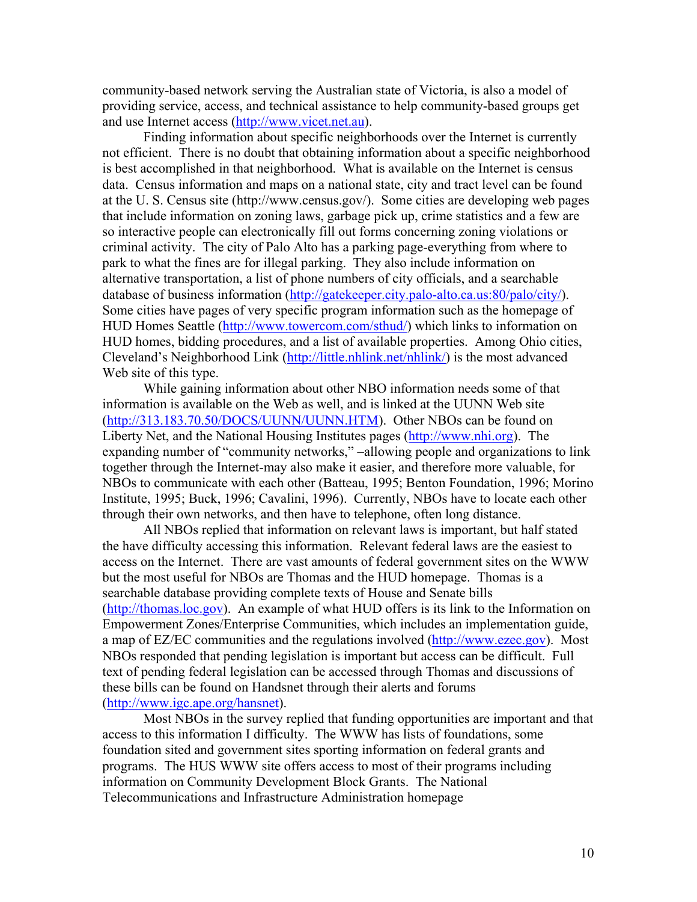community-based network serving the Australian state of Victoria, is also a model of providing service, access, and technical assistance to help community-based groups get and use Internet access (http://www.vicet.net.au).

Finding information about specific neighborhoods over the Internet is currently not efficient. There is no doubt that obtaining information about a specific neighborhood is best accomplished in that neighborhood. What is available on the Internet is census data. Census information and maps on a national state, city and tract level can be found at the U. S. Census site (http://www.census.gov/). Some cities are developing web pages that include information on zoning laws, garbage pick up, crime statistics and a few are so interactive people can electronically fill out forms concerning zoning violations or criminal activity. The city of Palo Alto has a parking page-everything from where to park to what the fines are for illegal parking. They also include information on alternative transportation, a list of phone numbers of city officials, and a searchable database of business information (http://gatekeeper.city.palo-alto.ca.us:80/palo/city/). Some cities have pages of very specific program information such as the homepage of HUD Homes Seattle (http://www.towercom.com/sthud/) which links to information on HUD homes, bidding procedures, and a list of available properties. Among Ohio cities, Cleveland's Neighborhood Link (http://little.nhlink.net/nhlink/) is the most advanced Web site of this type.

While gaining information about other NBO information needs some of that information is available on the Web as well, and is linked at the UUNN Web site (http://313.183.70.50/DOCS/UUNN/UUNN.HTM). Other NBOs can be found on Liberty Net, and the National Housing Institutes pages (http://www.nhi.org). The expanding number of "community networks," –allowing people and organizations to link together through the Internet-may also make it easier, and therefore more valuable, for NBOs to communicate with each other (Batteau, 1995; Benton Foundation, 1996; Morino Institute, 1995; Buck, 1996; Cavalini, 1996). Currently, NBOs have to locate each other through their own networks, and then have to telephone, often long distance.

All NBOs replied that information on relevant laws is important, but half stated the have difficulty accessing this information. Relevant federal laws are the easiest to access on the Internet. There are vast amounts of federal government sites on the WWW but the most useful for NBOs are Thomas and the HUD homepage. Thomas is a searchable database providing complete texts of House and Senate bills (http://thomas.loc.gov). An example of what HUD offers is its link to the Information on Empowerment Zones/Enterprise Communities, which includes an implementation guide, a map of EZ/EC communities and the regulations involved (http://www.ezec.gov). Most NBOs responded that pending legislation is important but access can be difficult. Full text of pending federal legislation can be accessed through Thomas and discussions of these bills can be found on Handsnet through their alerts and forums (http://www.igc.ape.org/hansnet).

Most NBOs in the survey replied that funding opportunities are important and that access to this information I difficulty. The WWW has lists of foundations, some foundation sited and government sites sporting information on federal grants and programs. The HUS WWW site offers access to most of their programs including information on Community Development Block Grants. The National Telecommunications and Infrastructure Administration homepage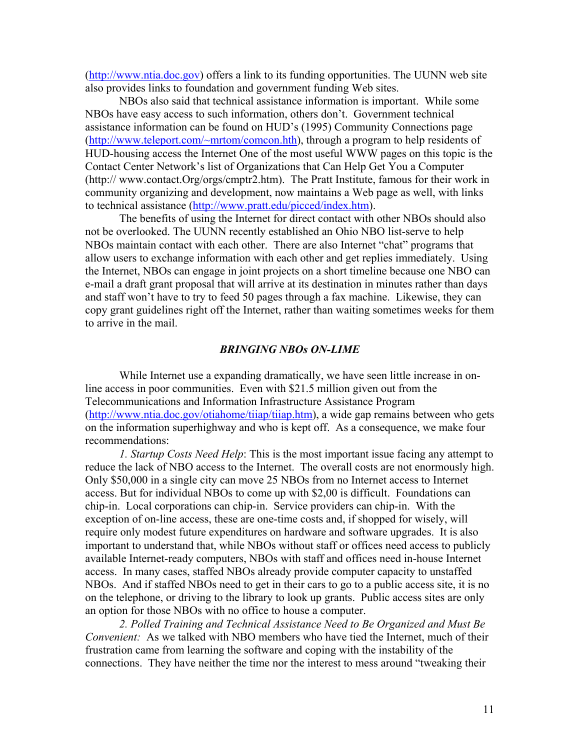(http://www.ntia.doc.gov) offers a link to its funding opportunities. The UUNN web site also provides links to foundation and government funding Web sites.

NBOs also said that technical assistance information is important. While some NBOs have easy access to such information, others don't. Government technical assistance information can be found on HUD's (1995) Community Connections page (http://www.teleport.com/~mrtom/comcon.hth), through a program to help residents of HUD-housing access the Internet One of the most useful WWW pages on this topic is the Contact Center Network's list of Organizations that Can Help Get You a Computer (http:// www.contact.Org/orgs/cmptr2.htm). The Pratt Institute, famous for their work in community organizing and development, now maintains a Web page as well, with links to technical assistance (http://www.pratt.edu/picced/index.htm).

The benefits of using the Internet for direct contact with other NBOs should also not be overlooked. The UUNN recently established an Ohio NBO list-serve to help NBOs maintain contact with each other. There are also Internet "chat" programs that allow users to exchange information with each other and get replies immediately. Using the Internet, NBOs can engage in joint projects on a short timeline because one NBO can e-mail a draft grant proposal that will arrive at its destination in minutes rather than days and staff won't have to try to feed 50 pages through a fax machine. Likewise, they can copy grant guidelines right off the Internet, rather than waiting sometimes weeks for them to arrive in the mail.

### *BRINGING NBOs ON-LIME*

While Internet use a expanding dramatically, we have seen little increase in on-line access in poor communities. Even with $21.5 million given out from the Telecommunications and Information Infrastructure Assistance Program (http://www.ntia.doc.gov/otiahome/tiiap/tiiap.htm), a wide gap remains between who gets on the information superhighway and who is kept off. As a consequence, we make four recommendations:

*1. Startup Costs Need Help*: This is the most important issue facing any attempt to reduce the lack of NBO access to the Internet. The overall costs are not enormously high. Only $50,000 in a single city can move 25 NBOs from no Internet access to Internet access. But for individual NBOs to come up with $2,00 is difficult. Foundations can chip-in. Local corporations can chip-in. Service providers can chip-in. With the exception of on-line access, these are one-time costs and, if shopped for wisely, will require only modest future expenditures on hardware and software upgrades. It is also important to understand that, while NBOs without staff or offices need access to publicly available Internet-ready computers, NBOs with staff and offices need in-house Internet access. In many cases, staffed NBOs already provide computer capacity to unstaffed NBOs. And if staffed NBOs need to get in their cars to go to a public access site, it is no on the telephone, or driving to the library to look up grants. Public access sites are only an option for those NBOs with no office to house a computer.

*2. Polled Training and Technical Assistance Need to Be Organized and Must Be Convenient:* As we talked with NBO members who have tied the Internet, much of their frustration came from learning the software and coping with the instability of the connections. They have neither the time nor the interest to mess around "tweaking their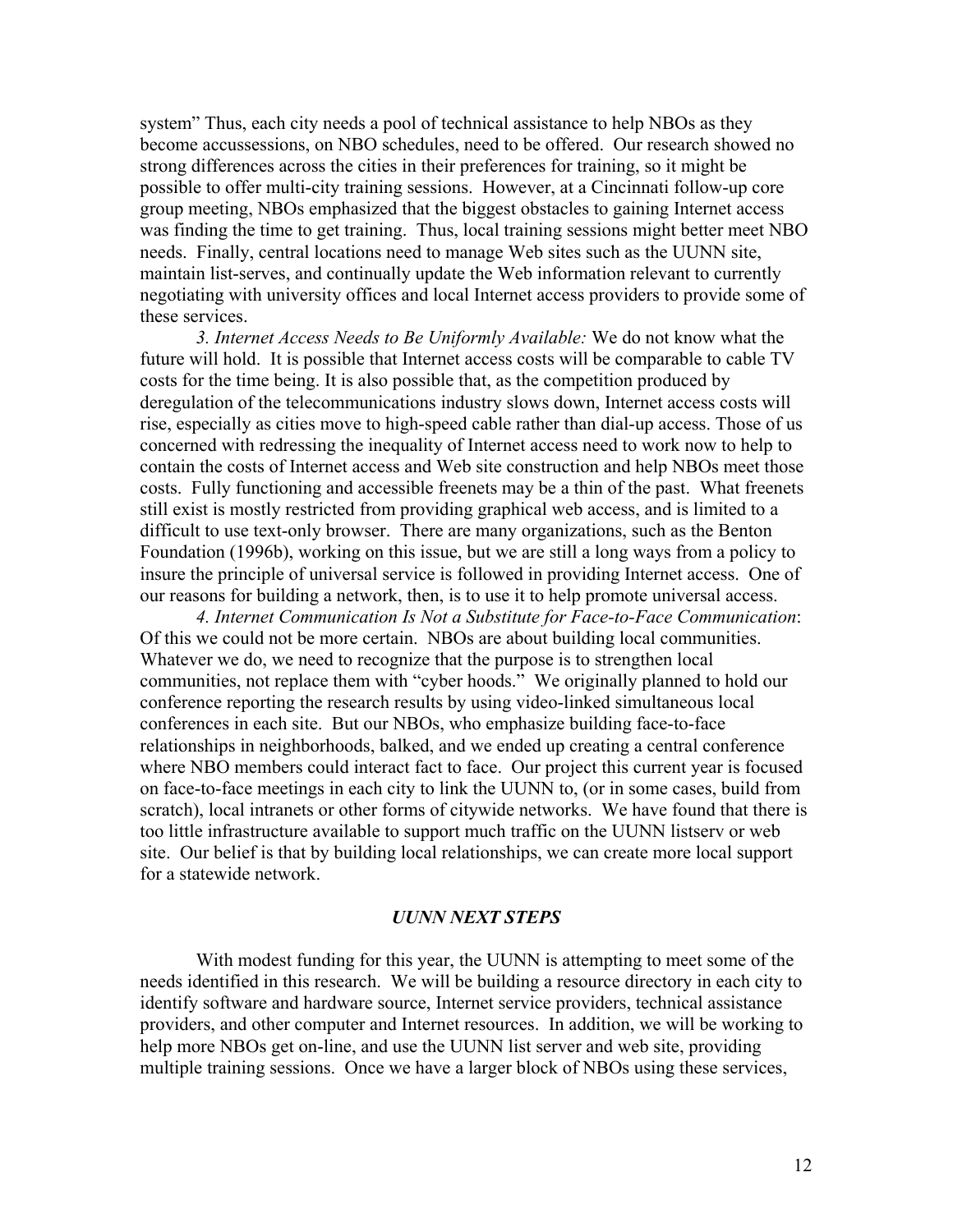system" Thus, each city needs a pool of technical assistance to help NBOs as they become accussessions, on NBO schedules, need to be offered. Our research showed no strong differences across the cities in their preferences for training, so it might be possible to offer multi-city training sessions. However, at a Cincinnati follow-up core group meeting, NBOs emphasized that the biggest obstacles to gaining Internet access was finding the time to get training. Thus, local training sessions might better meet NBO needs. Finally, central locations need to manage Web sites such as the UUNN site, maintain list-serves, and continually update the Web information relevant to currently negotiating with university offices and local Internet access providers to provide some of these services.

*3. Internet Access Needs to Be Uniformly Available:* We do not know what the future will hold. It is possible that Internet access costs will be comparable to cable TV costs for the time being. It is also possible that, as the competition produced by deregulation of the telecommunications industry slows down, Internet access costs will rise, especially as cities move to high-speed cable rather than dial-up access. Those of us concerned with redressing the inequality of Internet access need to work now to help to contain the costs of Internet access and Web site construction and help NBOs meet those costs. Fully functioning and accessible freenets may be a thin of the past. What freenets still exist is mostly restricted from providing graphical web access, and is limited to a difficult to use text-only browser. There are many organizations, such as the Benton Foundation (1996b), working on this issue, but we are still a long ways from a policy to insure the principle of universal service is followed in providing Internet access. One of our reasons for building a network, then, is to use it to help promote universal access.

*4. Internet Communication Is Not a Substitute for Face-to-Face Communication*: Of this we could not be more certain. NBOs are about building local communities. Whatever we do, we need to recognize that the purpose is to strengthen local communities, not replace them with "cyber hoods." We originally planned to hold our conference reporting the research results by using video-linked simultaneous local conferences in each site. But our NBOs, who emphasize building face-to-face relationships in neighborhoods, balked, and we ended up creating a central conference where NBO members could interact fact to face. Our project this current year is focused on face-to-face meetings in each city to link the UUNN to, (or in some cases, build from scratch), local intranets or other forms of citywide networks. We have found that there is too little infrastructure available to support much traffic on the UUNN listserv or web site. Our belief is that by building local relationships, we can create more local support for a statewide network.

## *UUNN NEXT STEPS*

With modest funding for this year, the UUNN is attempting to meet some of the needs identified in this research. We will be building a resource directory in each city to identify software and hardware source, Internet service providers, technical assistance providers, and other computer and Internet resources. In addition, we will be working to help more NBOs get on-line, and use the UUNN list server and web site, providing multiple training sessions. Once we have a larger block of NBOs using these services,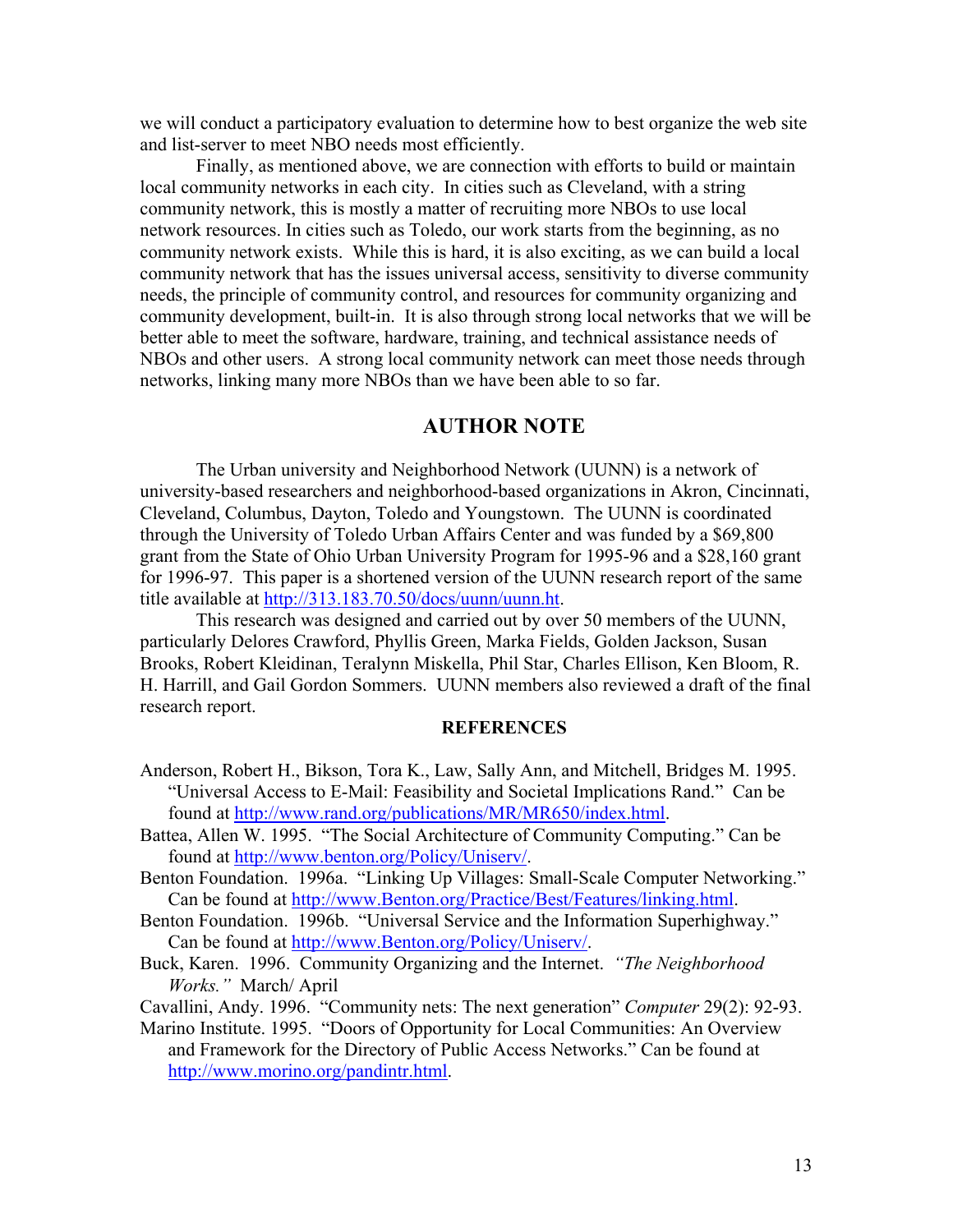we will conduct a participatory evaluation to determine how to best organize the web site and list-server to meet NBO needs most efficiently.

Finally, as mentioned above, we are connection with efforts to build or maintain local community networks in each city. In cities such as Cleveland, with a string community network, this is mostly a matter of recruiting more NBOs to use local network resources. In cities such as Toledo, our work starts from the beginning, as no community network exists. While this is hard, it is also exciting, as we can build a local community network that has the issues universal access, sensitivity to diverse community needs, the principle of community control, and resources for community organizing and community development, built-in. It is also through strong local networks that we will be better able to meet the software, hardware, training, and technical assistance needs of NBOs and other users. A strong local community network can meet those needs through networks, linking many more NBOs than we have been able to so far.

## AUTHOR NOTE

The Urban university and Neighborhood Network (UUNN) is a network of university-based researchers and neighborhood-based organizations in Akron, Cincinnati, Cleveland, Columbus, Dayton, Toledo and Youngstown. The UUNN is coordinated through the University of Toledo Urban Affairs Center and was funded by a $69,800 grant from the State of Ohio Urban University Program for 1995-96 and a $28,160 grant for 1996-97. This paper is a shortened version of the UUNN research report of the same title available at http://313.183.70.50/docs/uunn/uunn.ht.

This research was designed and carried out by over 50 members of the UUNN, particularly Delores Crawford, Phyllis Green, Marka Fields, Golden Jackson, Susan Brooks, Robert Kleidinan, Teralynn Miskella, Phil Star, Charles Ellison, Ken Bloom, R. H. Harrill, and Gail Gordon Sommers. UUNN members also reviewed a draft of the final research report.

### REFERENCES

Anderson, Robert H., Bikson, Tora K., Law, Sally Ann, and Mitchell, Bridges M. 1995. "Universal Access to E-Mail: Feasibility and Societal Implications Rand." Can be found at http://www.rand.org/publications/MR/MR650/index.html.

Battea, Allen W. 1995. "The Social Architecture of Community Computing." Can be found at http://www.benton.org/Policy/Uniserv/.

Benton Foundation. 1996a. "Linking Up Villages: Small-Scale Computer Networking." Can be found at http://www.Benton.org/Practice/Best/Features/linking.html.

Benton Foundation. 1996b. "Universal Service and the Information Superhighway." Can be found at http://www.Benton.org/Policy/Uniserv/.

Buck, Karen. 1996. Community Organizing and the Internet. *"The Neighborhood Works."* March/ April

Cavallini, Andy. 1996. "Community nets: The next generation" *Computer* 29(2): 92-93.

Marino Institute. 1995. "Doors of Opportunity for Local Communities: An Overview and Framework for the Directory of Public Access Networks." Can be found at http://www.morino.org/pandintr.html.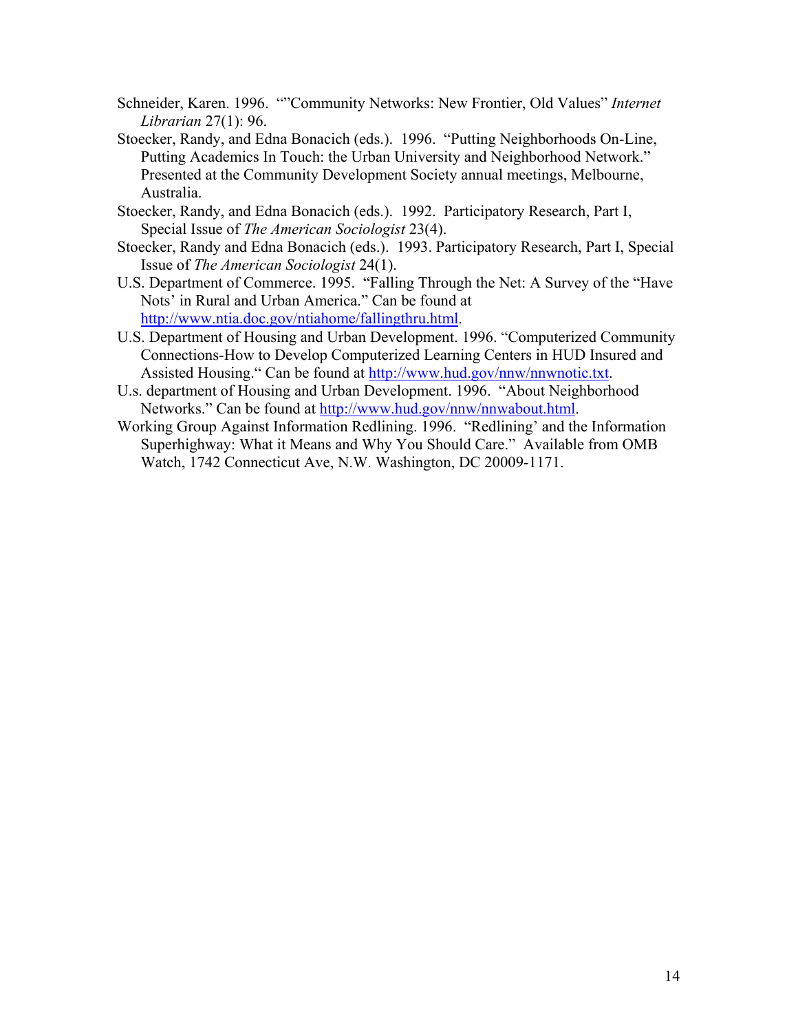Schneider, Karen. 1996. “”Community Networks: New Frontier, Old Values” *Internet Librarian* 27(1): 96.

Stoecker, Randy, and Edna Bonacich (eds.). 1996. “Putting Neighborhoods On-Line, Putting Academics In Touch: the Urban University and Neighborhood Network.” Presented at the Community Development Society annual meetings, Melbourne, Australia.

Stoecker, Randy, and Edna Bonacich (eds.). 1992. Participatory Research, Part I, Special Issue of *The American Sociologist* 23(4).

Stoecker, Randy and Edna Bonacich (eds.). 1993. Participatory Research, Part I, Special Issue of *The American Sociologist* 24(1).

U.S. Department of Commerce. 1995. “Falling Through the Net: A Survey of the “Have Nots’ in Rural and Urban America.” Can be found at http://www.ntia.doc.gov/ntiahome/fallingthru.html.

U.S. Department of Housing and Urban Development. 1996. “Computerized Community Connections-How to Develop Computerized Learning Centers in HUD Insured and Assisted Housing.“ Can be found at http://www.hud.gov/nnw/nnwnotic.txt.

U.s. department of Housing and Urban Development. 1996. “About Neighborhood Networks.” Can be found at http://www.hud.gov/nnw/nnwabout.html.

Working Group Against Information Redlining. 1996. “Redlining’ and the Information Superhighway: What it Means and Why You Should Care.” Available from OMB Watch, 1742 Connecticut Ave, N.W. Washington, DC 20009-1171.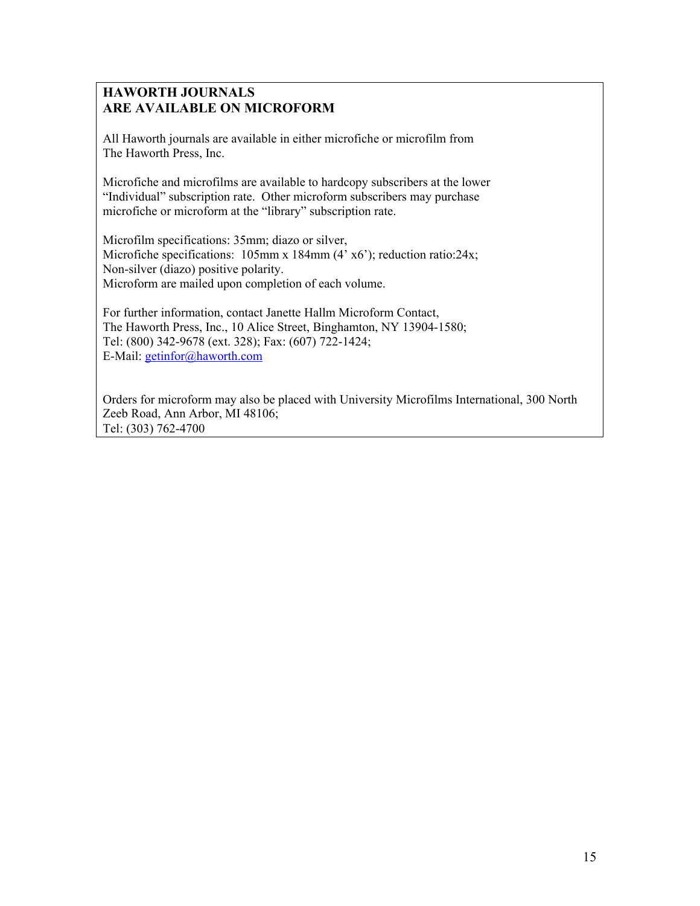**HAWORTH JOURNALS**
**ARE AVAILABLE ON MICROFORM**

All Haworth journals are available in either microfiche or microfilm from The Haworth Press, Inc.

Microfiche and microfilms are available to hardcopy subscribers at the lower "Individual" subscription rate. Other microform subscribers may purchase microfiche or microform at the "library" subscription rate.

Microfilm specifications: 35mm; diazo or silver,
Microfiche specifications: 105mm x 184mm (4' x6'); reduction ratio:24x;
Non-silver (diazo) positive polarity.
Microform are mailed upon completion of each volume.

For further information, contact Janette Hallm Microform Contact,
The Haworth Press, Inc., 10 Alice Street, Binghamton, NY 13904-1580;
Tel: (800) 342-9678 (ext. 328); Fax: (607) 722-1424;
E-Mail: getinfor@haworth.com

Orders for microform may also be placed with University Microfilms International, 300 North Zeeb Road, Ann Arbor, MI 48106;
Tel: (303) 762-4700